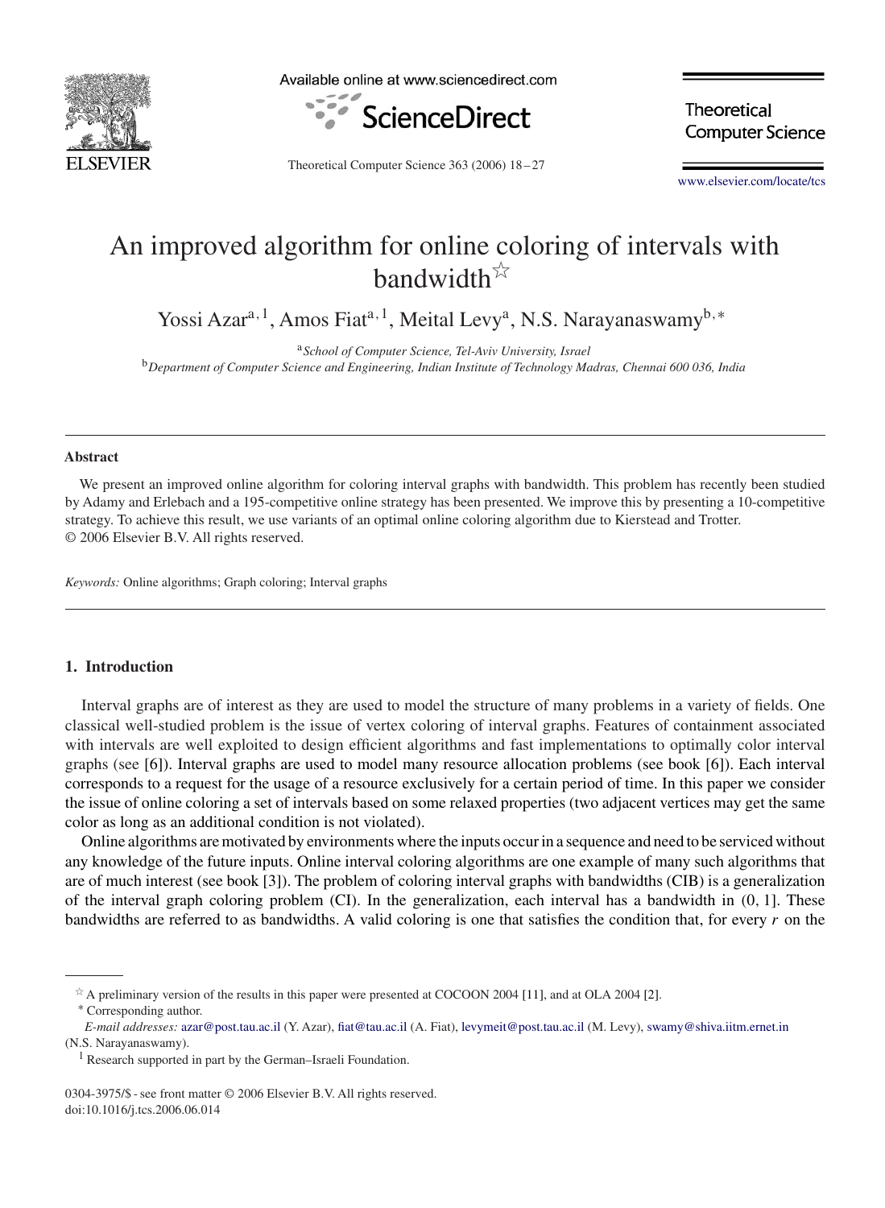# An improved algorithm for online coloring of intervals with bandwidth☆

Yossi Azar[a,1], Amos Fiat[a,1], Meital Levy[a], N.S. Narayanaswamy[b,*]

[a] *School of Computer Science, Tel-Aviv University, Israel*

[b] *Department of Computer Science and Engineering, Indian Institute of Technology Madras, Chennai 600 036, India*

---

### Abstract

We present an improved online algorithm for coloring interval graphs with bandwidth. This problem has recently been studied by Adamy and Erlebach and a 195-competitive online strategy has been presented. We improve this by presenting a 10-competitive strategy. To achieve this result, we use variants of an optimal online coloring algorithm due to Kierstead and Trotter.
© 2006 Elsevier B.V. All rights reserved.

*Keywords:* Online algorithms; Graph coloring; Interval graphs

---

## 1. Introduction

Interval graphs are of interest as they are used to model the structure of many problems in a variety of fields. One classical well-studied problem is the issue of vertex coloring of interval graphs. Features of containment associated with intervals are well exploited to design efficient algorithms and fast implementations to optimally color interval graphs (see [6]). Interval graphs are used to model many resource allocation problems (see book [6]). Each interval corresponds to a request for the usage of a resource exclusively for a certain period of time. In this paper we consider the issue of online coloring a set of intervals based on some relaxed properties (two adjacent vertices may get the same color as long as an additional condition is not violated).

Online algorithms are motivated by environments where the inputs occur in a sequence and need to be serviced without any knowledge of the future inputs. Online interval coloring algorithms are one example of many such algorithms that are of much interest (see book [3]). The problem of coloring interval graphs with bandwidths (CIB) is a generalization of the interval graph coloring problem (CI). In the generalization, each interval has a bandwidth in $(0, 1]$. These bandwidths are referred to as bandwidths. A valid coloring is one that satisfies the condition that, for every $r$ on the

---

☆ A preliminary version of the results in this paper were presented at COCOON 2004 [11], and at OLA 2004 [2].

\* Corresponding author.

*E-mail addresses:* azar@post.tau.ac.il (Y. Azar), fiat@tau.ac.il (A. Fiat), levymeit@post.tau.ac.il (M. Levy), swamy@shiva.iitm.ernet.in (N.S. Narayanaswamy).

[1] Research supported in part by the German–Israeli Foundation.

0304-3975/$ - see front matter © 2006 Elsevier B.V. All rights reserved.
doi:10.1016/j.tcs.2006.06.014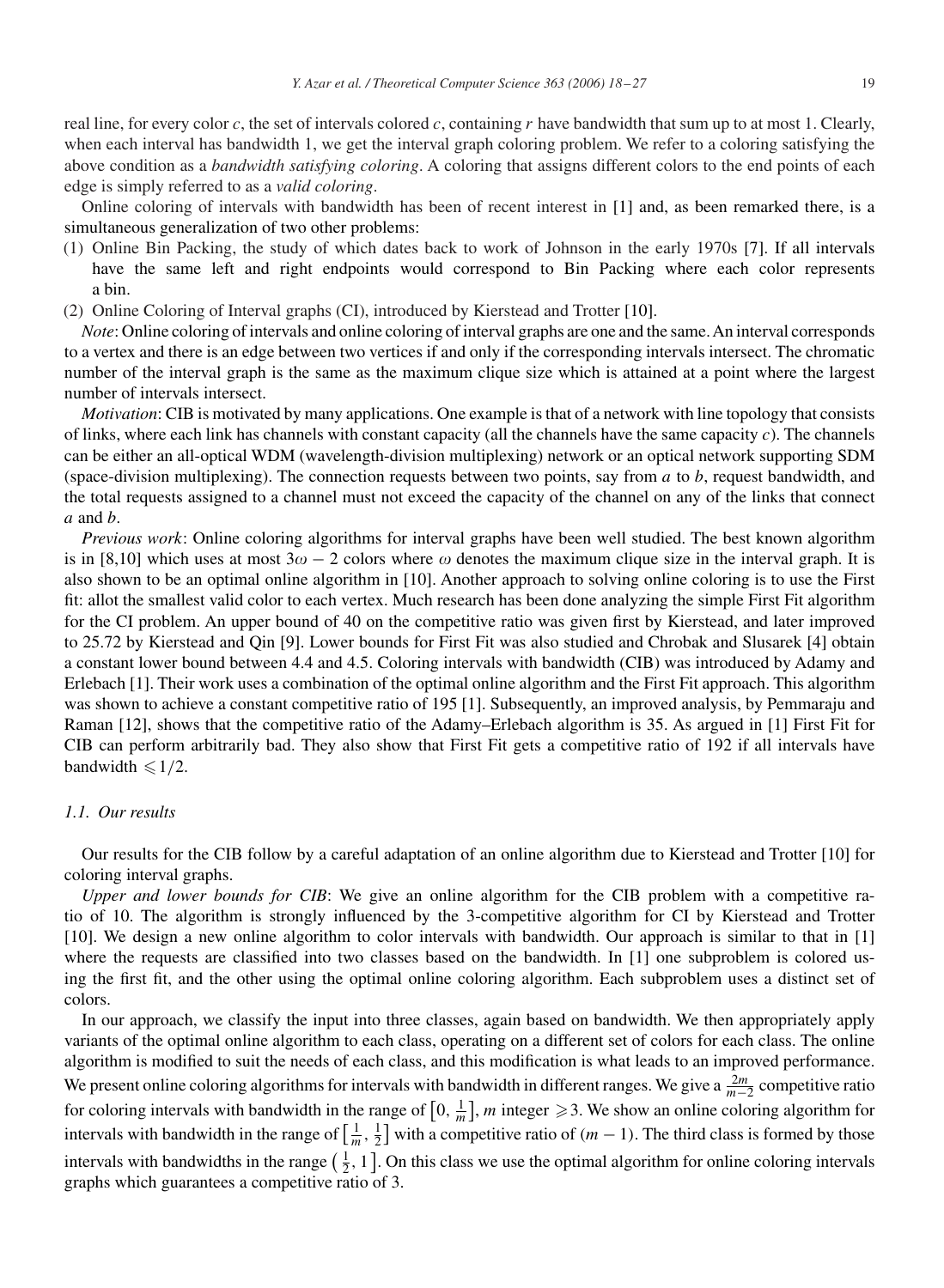real line, for every color $c$, the set of intervals colored $c$, containing $r$ have bandwidth that sum up to at most 1. Clearly, when each interval has bandwidth 1, we get the interval graph coloring problem. We refer to a coloring satisfying the above condition as a *bandwidth satisfying coloring*. A coloring that assigns different colors to the end points of each edge is simply referred to as a *valid coloring*.

Online coloring of intervals with bandwidth has been of recent interest in [1] and, as been remarked there, is a simultaneous generalization of two other problems:

(1) Online Bin Packing, the study of which dates back to work of Johnson in the early 1970s [7]. If all intervals have the same left and right endpoints would correspond to Bin Packing where each color represents a bin.
(2) Online Coloring of Interval graphs (CI), introduced by Kierstead and Trotter [10].

*Note*: Online coloring of intervals and online coloring of interval graphs are one and the same. An interval corresponds to a vertex and there is an edge between two vertices if and only if the corresponding intervals intersect. The chromatic number of the interval graph is the same as the maximum clique size which is attained at a point where the largest number of intervals intersect.

*Motivation*: CIB is motivated by many applications. One example is that of a network with line topology that consists of links, where each link has channels with constant capacity (all the channels have the same capacity $c$). The channels can be either an all-optical WDM (wavelength-division multiplexing) network or an optical network supporting SDM (space-division multiplexing). The connection requests between two points, say from $a$ to $b$, request bandwidth, and the total requests assigned to a channel must not exceed the capacity of the channel on any of the links that connect $a$ and $b$.

*Previous work*: Online coloring algorithms for interval graphs have been well studied. The best known algorithm is in [8,10] which uses at most $3\omega - 2$ colors where $\omega$ denotes the maximum clique size in the interval graph. It is also shown to be an optimal online algorithm in [10]. Another approach to solving online coloring is to use the First fit: allot the smallest valid color to each vertex. Much research has been done analyzing the simple First Fit algorithm for the CI problem. An upper bound of 40 on the competitive ratio was given first by Kierstead, and later improved to 25.72 by Kierstead and Qin [9]. Lower bounds for First Fit was also studied and Chrobak and Slusarek [4] obtain a constant lower bound between 4.4 and 4.5. Coloring intervals with bandwidth (CIB) was introduced by Adamy and Erlebach [1]. Their work uses a combination of the optimal online algorithm and the First Fit approach. This algorithm was shown to achieve a constant competitive ratio of 195 [1]. Subsequently, an improved analysis, by Pemmaraju and Raman [12], shows that the competitive ratio of the Adamy–Erlebach algorithm is 35. As argued in [1] First Fit for CIB can perform arbitrarily bad. They also show that First Fit gets a competitive ratio of 192 if all intervals have bandwidth $\leqslant 1/2$.

### 1.1. Our results

Our results for the CIB follow by a careful adaptation of an online algorithm due to Kierstead and Trotter [10] for coloring interval graphs.

*Upper and lower bounds for CIB*: We give an online algorithm for the CIB problem with a competitive ratio of 10. The algorithm is strongly influenced by the 3-competitive algorithm for CI by Kierstead and Trotter [10]. We design a new online algorithm to color intervals with bandwidth. Our approach is similar to that in [1] where the requests are classified into two classes based on the bandwidth. In [1] one subproblem is colored using the first fit, and the other using the optimal online coloring algorithm. Each subproblem uses a distinct set of colors.

In our approach, we classify the input into three classes, again based on bandwidth. We then appropriately apply variants of the optimal online algorithm to each class, operating on a different set of colors for each class. The online algorithm is modified to suit the needs of each class, and this modification is what leads to an improved performance. We present online coloring algorithms for intervals with bandwidth in different ranges. We give a $\frac{2m}{m-2}$ competitive ratio for coloring intervals with bandwidth in the range of $\left[0, \frac{1}{m}\right]$, $m$ integer $\geqslant 3$. We show an online coloring algorithm for intervals with bandwidth in the range of $\left[\frac{1}{m}, \frac{1}{2}\right]$ with a competitive ratio of $(m-1)$. The third class is formed by those intervals with bandwidths in the range $\left(\frac{1}{2}, 1\right]$. On this class we use the optimal algorithm for online coloring intervals graphs which guarantees a competitive ratio of 3.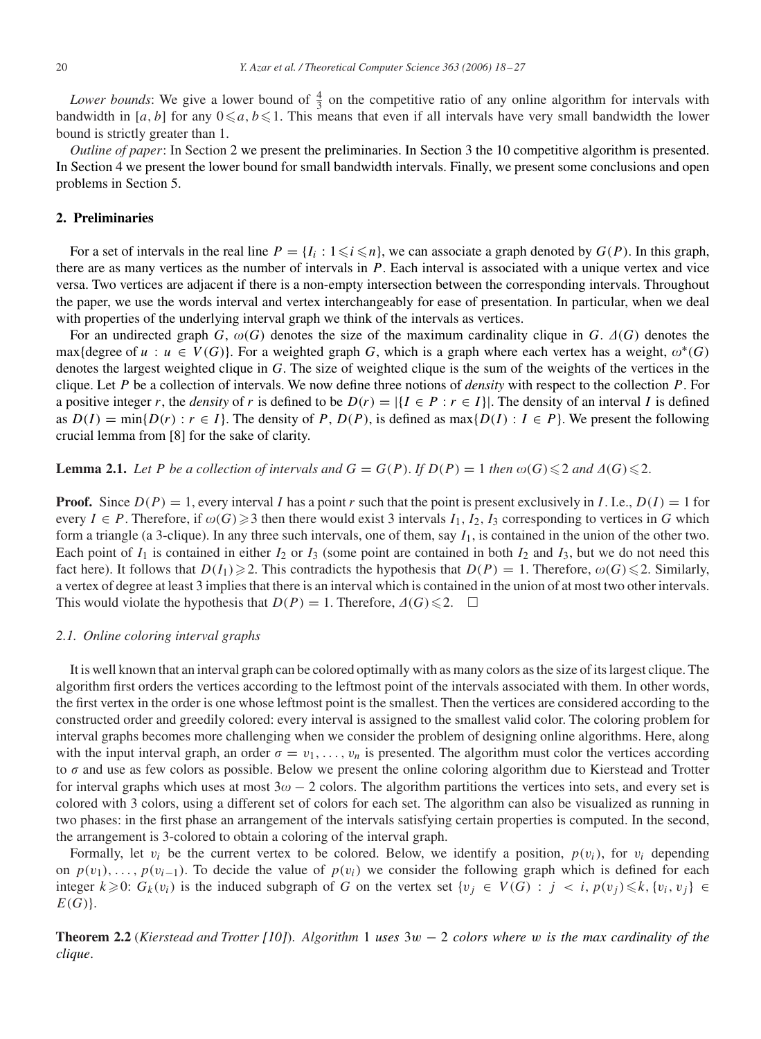*Lower bounds*: We give a lower bound of $\frac{4}{3}$ on the competitive ratio of any online algorithm for intervals with bandwidth in $[a, b]$ for any $0 \leqslant a, b \leqslant 1$. This means that even if all intervals have very small bandwidth the lower bound is strictly greater than 1.

*Outline of paper*: In Section 2 we present the preliminaries. In Section 3 the 10 competitive algorithm is presented. In Section 4 we present the lower bound for small bandwidth intervals. Finally, we present some conclusions and open problems in Section 5.

## 2. Preliminaries

For a set of intervals in the real line $P = \{I_i : 1 \leqslant i \leqslant n\}$, we can associate a graph denoted by $G(P)$. In this graph, there are as many vertices as the number of intervals in $P$. Each interval is associated with a unique vertex and vice versa. Two vertices are adjacent if there is a non-empty intersection between the corresponding intervals. Throughout the paper, we use the words interval and vertex interchangeably for ease of presentation. In particular, when we deal with properties of the underlying interval graph we think of the intervals as vertices.

For an undirected graph $G$, $\omega(G)$ denotes the size of the maximum cardinality clique in $G$. $\Delta(G)$ denotes the $\max\{\text{degree of } u : u \in V(G)\}$. For a weighted graph $G$, which is a graph where each vertex has a weight, $\omega^*(G)$ denotes the largest weighted clique in $G$. The size of weighted clique is the sum of the weights of the vertices in the clique. Let $P$ be a collection of intervals. We now define three notions of *density* with respect to the collection $P$. For a positive integer $r$, the *density* of $r$ is defined to be $D(r) = |\{I \in P : r \in I\}|$. The density of an interval $I$ is defined as $D(I) = \min\{D(r) : r \in I\}$. The density of $P$, $D(P)$, is defined as $\max\{D(I) : I \in P\}$. We present the following crucial lemma from [8] for the sake of clarity.

**Lemma 2.1.** *Let $P$ be a collection of intervals and $G = G(P)$. If $D(P) = 1$ then $\omega(G) \leqslant 2$ and $\Delta(G) \leqslant 2$.*

**Proof.** Since $D(P) = 1$, every interval $I$ has a point $r$ such that the point is present exclusively in $I$. I.e., $D(I) = 1$ for every $I \in P$. Therefore, if $\omega(G) \geqslant 3$ then there would exist 3 intervals $I_1, I_2, I_3$ corresponding to vertices in $G$ which form a triangle (a 3-clique). In any three such intervals, one of them, say $I_1$, is contained in the union of the other two. Each point of $I_1$ is contained in either $I_2$ or $I_3$ (some point are contained in both $I_2$ and $I_3$, but we do not need this fact here). It follows that $D(I_1) \geqslant 2$. This contradicts the hypothesis that $D(P) = 1$. Therefore, $\omega(G) \leqslant 2$. Similarly, a vertex of degree at least 3 implies that there is an interval which is contained in the union of at most two other intervals. This would violate the hypothesis that $D(P) = 1$. Therefore, $\Delta(G) \leqslant 2$. $\square$

### 2.1. Online coloring interval graphs

It is well known that an interval graph can be colored optimally with as many colors as the size of its largest clique. The algorithm first orders the vertices according to the leftmost point of the intervals associated with them. In other words, the first vertex in the order is one whose leftmost point is the smallest. Then the vertices are considered according to the constructed order and greedily colored: every interval is assigned to the smallest valid color. The coloring problem for interval graphs becomes more challenging when we consider the problem of designing online algorithms. Here, along with the input interval graph, an order $\sigma = v_1, \ldots, v_n$ is presented. The algorithm must color the vertices according to $\sigma$ and use as few colors as possible. Below we present the online coloring algorithm due to Kierstead and Trotter for interval graphs which uses at most $3\omega - 2$ colors. The algorithm partitions the vertices into sets, and every set is colored with 3 colors, using a different set of colors for each set. The algorithm can also be visualized as running in two phases: in the first phase an arrangement of the intervals satisfying certain properties is computed. In the second, the arrangement is 3-colored to obtain a coloring of the interval graph.

Formally, let $v_i$ be the current vertex to be colored. Below, we identify a position, $p(v_i)$, for $v_i$ depending on $p(v_1), \ldots, p(v_{i-1})$. To decide the value of $p(v_i)$ we consider the following graph which is defined for each integer $k \geqslant 0$: $G_k(v_i)$ is the induced subgraph of $G$ on the vertex set $\{v_j \in V(G) : j < i, p(v_j) \leqslant k, \{v_i, v_j\} \in E(G)\}$.

**Theorem 2.2** (*Kierstead and Trotter [10]*). *Algorithm* 1 *uses* $3w - 2$ *colors where* $w$ *is the max cardinality of the clique*.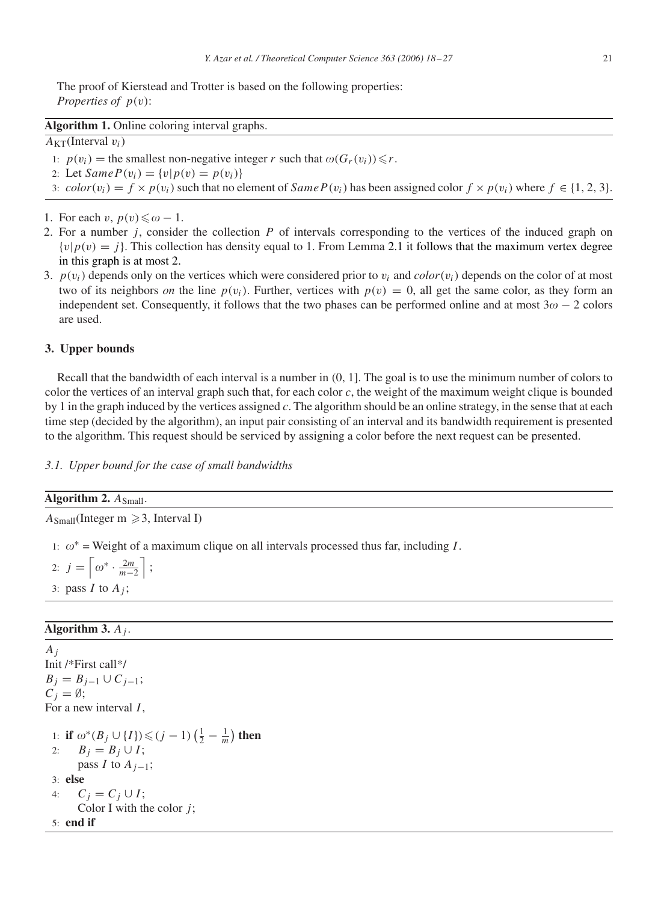The proof of Kierstead and Trotter is based on the following properties:
*Properties of* $p(v)$:

**Algorithm 1.** Online coloring interval graphs.

$A_{KT}$(Interval $v_i$)

1: $p(v_i)$ = the smallest non-negative integer $r$ such that $\omega(G_r(v_i)) \leqslant r$.
2: Let $SameP(v_i) = \{v | p(v) = p(v_i)\}$
3: $color(v_i) = f \times p(v_i)$ such that no element of $SameP(v_i)$ has been assigned color $f \times p(v_i)$ where $f \in \{1, 2, 3\}$.

1. For each $v$, $p(v) \leqslant \omega - 1$.
2. For a number $j$, consider the collection $P$ of intervals corresponding to the vertices of the induced graph on $\{v | p(v) = j\}$. This collection has density equal to 1. From Lemma 2.1 it follows that the maximum vertex degree in this graph is at most 2.
3. $p(v_i)$ depends only on the vertices which were considered prior to $v_i$ and $color(v_i)$ depends on the color of at most two of its neighbors *on* the line $p(v_i)$. Further, vertices with $p(v) = 0$, all get the same color, as they form an independent set. Consequently, it follows that the two phases can be performed online and at most $3\omega - 2$ colors are used.

## 3. Upper bounds

Recall that the bandwidth of each interval is a number in (0, 1]. The goal is to use the minimum number of colors to color the vertices of an interval graph such that, for each color $c$, the weight of the maximum weight clique is bounded by 1 in the graph induced by the vertices assigned $c$. The algorithm should be an online strategy, in the sense that at each time step (decided by the algorithm), an input pair consisting of an interval and its bandwidth requirement is presented to the algorithm. This request should be serviced by assigning a color before the next request can be presented.

### *3.1. Upper bound for the case of small bandwidths*

**Algorithm 2.** $A_{\text{Small}}$.

$A_{\text{Small}}$(Integer m $\geqslant 3$, Interval I)

1: $\omega^*$ = Weight of a maximum clique on all intervals processed thus far, including $I$.
2: $j = \left\lceil \omega^* \cdot \frac{2m}{m-2} \right\rceil$;
3: pass $I$ to $A_j$;

**Algorithm 3.** $A_j$.

$A_j$
Init /*First call*/
$B_j = B_{j-1} \cup C_{j-1}$;
$C_j = \emptyset$;
For a new interval $I$,

1: **if** $\omega^*(B_j \cup \{I\}) \leqslant (j-1)\left(\frac{1}{2} - \frac{1}{m}\right)$ **then**
2: $\quad B_j = B_j \cup I$;
$\quad$ pass $I$ to $A_{j-1}$;
3: **else**
4: $\quad C_j = C_j \cup I$;
$\quad$ Color I with the color $j$;
5: **end if**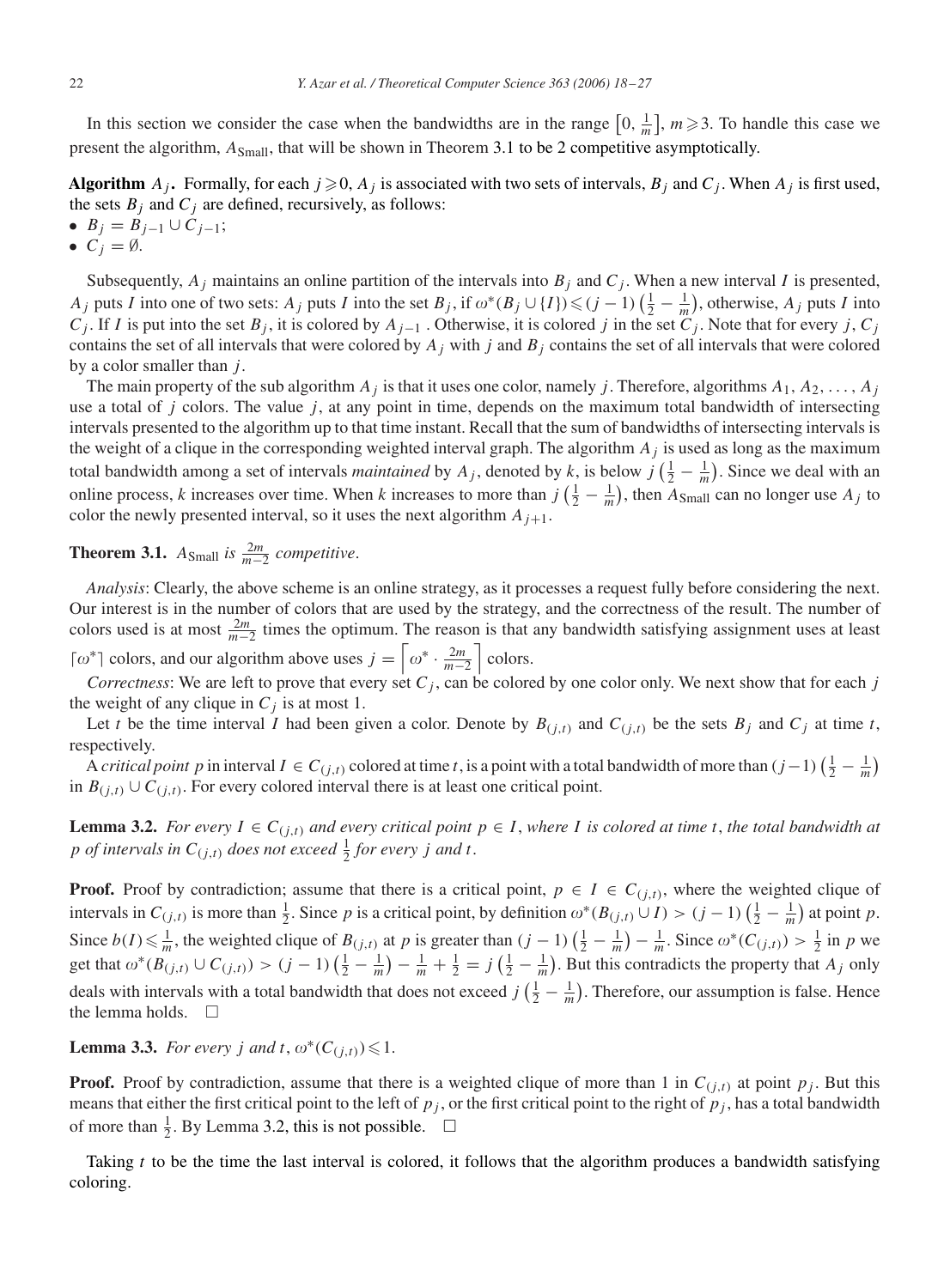In this section we consider the case when the bandwidths are in the range $\left[0, \frac{1}{m}\right]$, $m \geqslant 3$. To handle this case we present the algorithm, $A_{\text{Small}}$, that will be shown in Theorem 3.1 to be 2 competitive asymptotically.

**Algorithm $A_j$.** Formally, for each $j \geqslant 0$, $A_j$ is associated with two sets of intervals, $B_j$ and $C_j$. When $A_j$ is first used, the sets $B_j$ and $C_j$ are defined, recursively, as follows:

- $B_j = B_{j-1} \cup C_{j-1}$;
- $C_j = \emptyset$.

Subsequently, $A_j$ maintains an online partition of the intervals into $B_j$ and $C_j$. When a new interval $I$ is presented, $A_j$ puts $I$ into one of two sets: $A_j$ puts $I$ into the set $B_j$, if $\omega^*(B_j \cup \{I\}) \leqslant (j-1)\left(\frac{1}{2} - \frac{1}{m}\right)$, otherwise, $A_j$ puts $I$ into $C_j$. If $I$ is put into the set $B_j$, it is colored by $A_{j-1}$ . Otherwise, it is colored $j$ in the set $C_j$. Note that for every $j$, $C_j$ contains the set of all intervals that were colored by $A_j$ with $j$ and $B_j$ contains the set of all intervals that were colored by a color smaller than $j$.

The main property of the sub algorithm $A_j$ is that it uses one color, namely $j$. Therefore, algorithms $A_1, A_2, \ldots, A_j$ use a total of $j$ colors. The value $j$, at any point in time, depends on the maximum total bandwidth of intersecting intervals presented to the algorithm up to that time instant. Recall that the sum of bandwidths of intersecting intervals is the weight of a clique in the corresponding weighted interval graph. The algorithm $A_j$ is used as long as the maximum total bandwidth among a set of intervals *maintained* by $A_j$, denoted by $k$, is below $j\left(\frac{1}{2} - \frac{1}{m}\right)$. Since we deal with an online process, $k$ increases over time. When $k$ increases to more than $j\left(\frac{1}{2} - \frac{1}{m}\right)$, then $A_{\text{Small}}$ can no longer use $A_j$ to color the newly presented interval, so it uses the next algorithm $A_{j+1}$.

**Theorem 3.1.** *$A_{\text{Small}}$ is $\frac{2m}{m-2}$ competitive.*

*Analysis*: Clearly, the above scheme is an online strategy, as it processes a request fully before considering the next. Our interest is in the number of colors that are used by the strategy, and the correctness of the result. The number of colors used is at most $\frac{2m}{m-2}$ times the optimum. The reason is that any bandwidth satisfying assignment uses at least $\lceil \omega^* \rceil$ colors, and our algorithm above uses $j = \left\lceil \omega^* \cdot \frac{2m}{m-2} \right\rceil$ colors.

*Correctness*: We are left to prove that every set $C_j$, can be colored by one color only. We next show that for each $j$ the weight of any clique in $C_j$ is at most 1.

Let $t$ be the time interval $I$ had been given a color. Denote by $B_{(j,t)}$ and $C_{(j,t)}$ be the sets $B_j$ and $C_j$ at time $t$, respectively.

A *critical point* $p$ in interval $I \in C_{(j,t)}$ colored at time $t$, is a point with a total bandwidth of more than $(j-1)\left(\frac{1}{2} - \frac{1}{m}\right)$ in $B_{(j,t)} \cup C_{(j,t)}$. For every colored interval there is at least one critical point.

**Lemma 3.2.** *For every $I \in C_{(j,t)}$ and every critical point $p \in I$, where $I$ is colored at time $t$, the total bandwidth at $p$ of intervals in $C_{(j,t)}$ does not exceed $\frac{1}{2}$ for every $j$ and $t$.*

**Proof.** Proof by contradiction; assume that there is a critical point, $p \in I \in C_{(j,t)}$, where the weighted clique of intervals in $C_{(j,t)}$ is more than $\frac{1}{2}$. Since $p$ is a critical point, by definition $\omega^*(B_{(j,t)} \cup I) > (j-1)\left(\frac{1}{2} - \frac{1}{m}\right)$ at point $p$. Since $b(I) \leqslant \frac{1}{m}$, the weighted clique of $B_{(j,t)}$ at $p$ is greater than $(j-1)\left(\frac{1}{2} - \frac{1}{m}\right) - \frac{1}{m}$. Since $\omega^*(C_{(j,t)}) > \frac{1}{2}$ in $p$ we get that $\omega^*(B_{(j,t)} \cup C_{(j,t)}) > (j-1)\left(\frac{1}{2} - \frac{1}{m}\right) - \frac{1}{m} + \frac{1}{2} = j\left(\frac{1}{2} - \frac{1}{m}\right)$. But this contradicts the property that $A_j$ only deals with intervals with a total bandwidth that does not exceed $j\left(\frac{1}{2} - \frac{1}{m}\right)$. Therefore, our assumption is false. Hence the lemma holds. $\square$

**Lemma 3.3.** *For every $j$ and $t$, $\omega^*(C_{(j,t)}) \leqslant 1$.*

**Proof.** Proof by contradiction, assume that there is a weighted clique of more than 1 in $C_{(j,t)}$ at point $p_j$. But this means that either the first critical point to the left of $p_j$, or the first critical point to the right of $p_j$, has a total bandwidth of more than $\frac{1}{2}$. By Lemma 3.2, this is not possible. $\square$

Taking $t$ to be the time the last interval is colored, it follows that the algorithm produces a bandwidth satisfying coloring.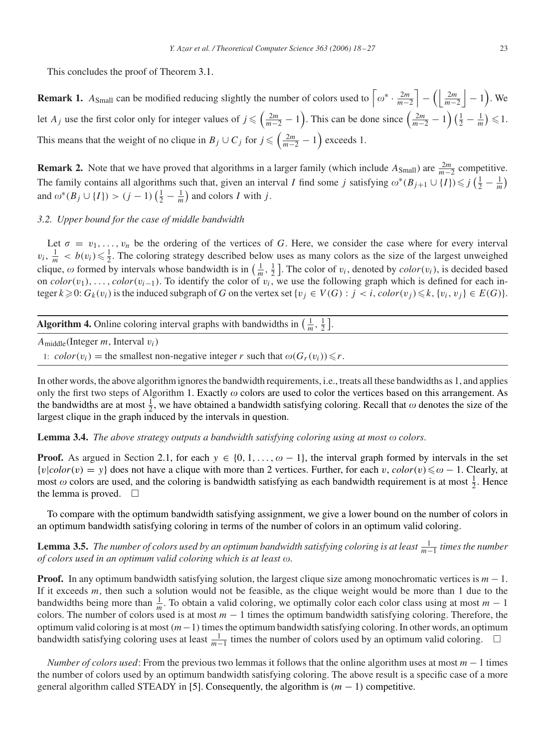This concludes the proof of Theorem 3.1.

**Remark 1.** $A_{\text{Small}}$ can be modified reducing slightly the number of colors used to $\left\lceil \omega^* \cdot \frac{2m}{m-2} \right\rceil - \left( \left\lfloor \frac{2m}{m-2} \right\rfloor - 1 \right)$. We let $A_j$ use the first color only for integer values of $j \leqslant \left( \frac{2m}{m-2} - 1 \right)$. This can be done since $\left( \frac{2m}{m-2} - 1 \right) \left( \frac{1}{2} - \frac{1}{m} \right) \leqslant 1$. This means that the weight of no clique in $B_j \cup C_j$ for $j \leqslant \left( \frac{2m}{m-2} - 1 \right)$ exceeds 1.

**Remark 2.** Note that we have proved that algorithms in a larger family (which include $A_{\text{Small}}$) are $\frac{2m}{m-2}$ competitive. The family contains all algorithms such that, given an interval $I$ find some $j$ satisfying $\omega^*(B_{j+1} \cup \{I\}) \leqslant j \left( \frac{1}{2} - \frac{1}{m} \right)$ and $\omega^*(B_j \cup \{I\}) > (j-1) \left( \frac{1}{2} - \frac{1}{m} \right)$ and colors $I$ with $j$.

### 3.2. Upper bound for the case of middle bandwidth

Let $\sigma = v_1, \ldots, v_n$ be the ordering of the vertices of $G$. Here, we consider the case where for every interval $v_i$, $\frac{1}{m} < b(v_i) \leqslant \frac{1}{2}$. The coloring strategy described below uses as many colors as the size of the largest unweighed clique, $\omega$ formed by intervals whose bandwidth is in $\left( \frac{1}{m}, \frac{1}{2} \right]$. The color of $v_i$, denoted by $color(v_i)$, is decided based on $color(v_1), \ldots, color(v_{i-1})$. To identify the color of $v_i$, we use the following graph which is defined for each integer $k \geqslant 0$: $G_k(v_i)$ is the induced subgraph of $G$ on the vertex set $\{v_j \in V(G) : j < i, color(v_j) \leqslant k, \{v_i, v_j\} \in E(G)\}$.

---

**Algorithm 4.** Online coloring interval graphs with bandwidths in $\left( \frac{1}{m}, \frac{1}{2} \right]$.

---

$A_{\text{middle}}$(Integer $m$, Interval $v_i$)

1: $color(v_i)$ = the smallest non-negative integer $r$ such that $\omega(G_r(v_i)) \leqslant r$.

---

In other words, the above algorithm ignores the bandwidth requirements, i.e., treats all these bandwidths as 1, and applies only the first two steps of Algorithm 1. Exactly $\omega$ colors are used to color the vertices based on this arrangement. As the bandwidths are at most $\frac{1}{2}$, we have obtained a bandwidth satisfying coloring. Recall that $\omega$ denotes the size of the largest clique in the graph induced by the intervals in question.

**Lemma 3.4.** *The above strategy outputs a bandwidth satisfying coloring using at most $\omega$ colors.*

**Proof.** As argued in Section 2.1, for each $y \in \{0, 1, \ldots, \omega - 1\}$, the interval graph formed by intervals in the set $\{v | color(v) = y\}$ does not have a clique with more than 2 vertices. Further, for each $v$, $color(v) \leqslant \omega - 1$. Clearly, at most $\omega$ colors are used, and the coloring is bandwidth satisfying as each bandwidth requirement is at most $\frac{1}{2}$. Hence the lemma is proved. $\square$

To compare with the optimum bandwidth satisfying assignment, we give a lower bound on the number of colors in an optimum bandwidth satisfying coloring in terms of the number of colors in an optimum valid coloring.

**Lemma 3.5.** *The number of colors used by an optimum bandwidth satisfying coloring is at least $\frac{1}{m-1}$ times the number of colors used in an optimum valid coloring which is at least $\omega$.*

**Proof.** In any optimum bandwidth satisfying solution, the largest clique size among monochromatic vertices is $m-1$. If it exceeds $m$, then such a solution would not be feasible, as the clique weight would be more than 1 due to the bandwidths being more than $\frac{1}{m}$. To obtain a valid coloring, we optimally color each color class using at most $m-1$ colors. The number of colors used is at most $m-1$ times the optimum bandwidth satisfying coloring. Therefore, the optimum valid coloring is at most $(m-1)$ times the optimum bandwidth satisfying coloring. In other words, an optimum bandwidth satisfying coloring uses at least $\frac{1}{m-1}$ times the number of colors used by an optimum valid coloring. $\square$

*Number of colors used*: From the previous two lemmas it follows that the online algorithm uses at most $m-1$ times the number of colors used by an optimum bandwidth satisfying coloring. The above result is a specific case of a more general algorithm called STEADY in [5]. Consequently, the algorithm is $(m-1)$ competitive.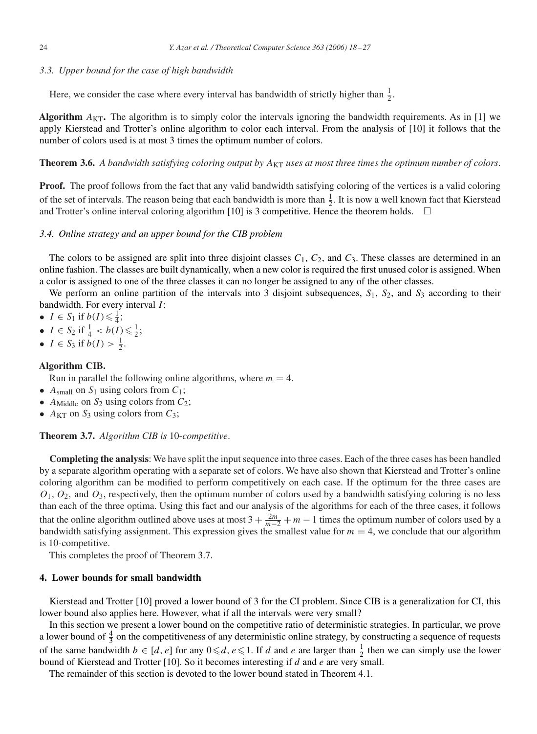### 3.3. Upper bound for the case of high bandwidth

Here, we consider the case where every interval has bandwidth of strictly higher than $\frac{1}{2}$.

**Algorithm $A_{\text{KT}}$.** The algorithm is to simply color the intervals ignoring the bandwidth requirements. As in [1] we apply Kierstead and Trotter's online algorithm to color each interval. From the analysis of [10] it follows that the number of colors used is at most 3 times the optimum number of colors.

**Theorem 3.6.** *A bandwidth satisfying coloring output by $A_{\text{KT}}$ uses at most three times the optimum number of colors.*

**Proof.** The proof follows from the fact that any valid bandwidth satisfying coloring of the vertices is a valid coloring of the set of intervals. The reason being that each bandwidth is more than $\frac{1}{2}$. It is now a well known fact that Kierstead and Trotter's online interval coloring algorithm [10] is 3 competitive. Hence the theorem holds. □

### 3.4. Online strategy and an upper bound for the CIB problem

The colors to be assigned are split into three disjoint classes $C_1$, $C_2$, and $C_3$. These classes are determined in an online fashion. The classes are built dynamically, when a new color is required the first unused color is assigned. When a color is assigned to one of the three classes it can no longer be assigned to any of the other classes.

We perform an online partition of the intervals into 3 disjoint subsequences, $S_1$, $S_2$, and $S_3$ according to their bandwidth. For every interval $I$:

- $I \in S_1$ if $b(I) \leqslant \frac{1}{4}$;
- $I \in S_2$ if $\frac{1}{4} < b(I) \leqslant \frac{1}{2}$;
- $I \in S_3$ if $b(I) > \frac{1}{2}$.

**Algorithm CIB.**

Run in parallel the following online algorithms, where $m = 4$.

- $A_{\text{small}}$ on $S_1$ using colors from $C_1$;
- $A_{\text{Middle}}$ on $S_2$ using colors from $C_2$;
- $A_{\text{KT}}$ on $S_3$ using colors from $C_3$;

**Theorem 3.7.** *Algorithm CIB is* 10*-competitive*.

**Completing the analysis**: We have split the input sequence into three cases. Each of the three cases has been handled by a separate algorithm operating with a separate set of colors. We have also shown that Kierstead and Trotter's online coloring algorithm can be modified to perform competitively on each case. If the optimum for the three cases are $O_1$, $O_2$, and $O_3$, respectively, then the optimum number of colors used by a bandwidth satisfying coloring is no less than each of the three optima. Using this fact and our analysis of the algorithms for each of the three cases, it follows that the online algorithm outlined above uses at most $3 + \frac{2m}{m-2} + m - 1$ times the optimum number of colors used by a bandwidth satisfying assignment. This expression gives the smallest value for $m = 4$, we conclude that our algorithm is 10-competitive.

This completes the proof of Theorem 3.7.

## 4. Lower bounds for small bandwidth

Kierstead and Trotter [10] proved a lower bound of 3 for the CI problem. Since CIB is a generalization for CI, this lower bound also applies here. However, what if all the intervals were very small?

In this section we present a lower bound on the competitive ratio of deterministic strategies. In particular, we prove a lower bound of $\frac{4}{3}$ on the competitiveness of any deterministic online strategy, by constructing a sequence of requests of the same bandwidth $b \in [d, e]$ for any $0 \leqslant d, e \leqslant 1$. If $d$ and $e$ are larger than $\frac{1}{2}$ then we can simply use the lower bound of Kierstead and Trotter [10]. So it becomes interesting if $d$ and $e$ are very small.

The remainder of this section is devoted to the lower bound stated in Theorem 4.1.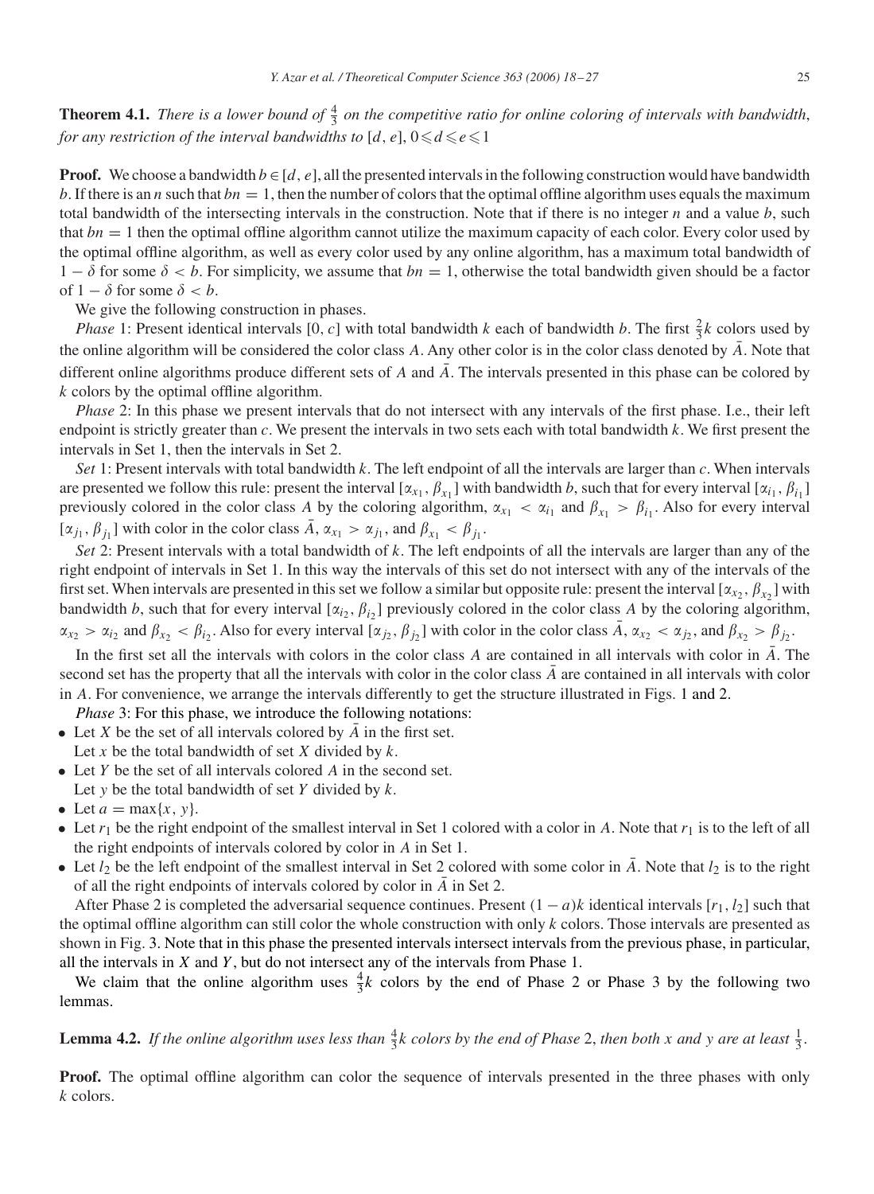**Theorem 4.1.** *There is a lower bound of $\frac{4}{3}$ on the competitive ratio for online coloring of intervals with bandwidth, for any restriction of the interval bandwidths to $[d, e]$, $0 \leqslant d \leqslant e \leqslant 1$*

**Proof.** We choose a bandwidth $b \in [d, e]$, all the presented intervals in the following construction would have bandwidth $b$. If there is an $n$ such that $bn = 1$, then the number of colors that the optimal offline algorithm uses equals the maximum total bandwidth of the intersecting intervals in the construction. Note that if there is no integer $n$ and a value $b$, such that $bn = 1$ then the optimal offline algorithm cannot utilize the maximum capacity of each color. Every color used by the optimal offline algorithm, as well as every color used by any online algorithm, has a maximum total bandwidth of $1 - \delta$ for some $\delta < b$. For simplicity, we assume that $bn = 1$, otherwise the total bandwidth given should be a factor of $1 - \delta$ for some $\delta < b$.

We give the following construction in phases.

*Phase* 1: Present identical intervals $[0, c]$ with total bandwidth $k$ each of bandwidth $b$. The first $\frac{2}{3}k$ colors used by the online algorithm will be considered the color class $A$. Any other color is in the color class denoted by $\bar{A}$. Note that different online algorithms produce different sets of $A$ and $\bar{A}$. The intervals presented in this phase can be colored by $k$ colors by the optimal offline algorithm.

*Phase* 2: In this phase we present intervals that do not intersect with any intervals of the first phase. I.e., their left endpoint is strictly greater than $c$. We present the intervals in two sets each with total bandwidth $k$. We first present the intervals in Set 1, then the intervals in Set 2.

*Set* 1: Present intervals with total bandwidth $k$. The left endpoint of all the intervals are larger than $c$. When intervals are presented we follow this rule: present the interval $[\alpha_{x_1}, \beta_{x_1}]$ with bandwidth $b$, such that for every interval $[\alpha_{i_1}, \beta_{i_1}]$ previously colored in the color class $A$ by the coloring algorithm, $\alpha_{x_1} < \alpha_{i_1}$ and $\beta_{x_1} > \beta_{i_1}$. Also for every interval $[\alpha_{j_1}, \beta_{j_1}]$ with color in the color class $\bar{A}$, $\alpha_{x_1} > \alpha_{j_1}$, and $\beta_{x_1} < \beta_{j_1}$.

*Set* 2: Present intervals with a total bandwidth of $k$. The left endpoints of all the intervals are larger than any of the right endpoint of intervals in Set 1. In this way the intervals of this set do not intersect with any of the intervals of the first set. When intervals are presented in this set we follow a similar but opposite rule: present the interval $[\alpha_{x_2}, \beta_{x_2}]$ with bandwidth $b$, such that for every interval $[\alpha_{i_2}, \beta_{i_2}]$ previously colored in the color class $A$ by the coloring algorithm, $\alpha_{x_2} > \alpha_{i_2}$ and $\beta_{x_2} < \beta_{i_2}$. Also for every interval $[\alpha_{j_2}, \beta_{j_2}]$ with color in the color class $\bar{A}$, $\alpha_{x_2} < \alpha_{j_2}$, and $\beta_{x_2} > \beta_{j_2}$.

In the first set all the intervals with colors in the color class $A$ are contained in all intervals with color in $\bar{A}$. The second set has the property that all the intervals with color in the color class $\bar{A}$ are contained in all intervals with color in $A$. For convenience, we arrange the intervals differently to get the structure illustrated in Figs. 1 and 2.

*Phase* 3: For this phase, we introduce the following notations:

- Let $X$ be the set of all intervals colored by $\bar{A}$ in the first set.
  Let $x$ be the total bandwidth of set $X$ divided by $k$.
- Let $Y$ be the set of all intervals colored $A$ in the second set.
  Let $y$ be the total bandwidth of set $Y$ divided by $k$.
- Let $a = \max\{x, y\}$.
- Let $r_1$ be the right endpoint of the smallest interval in Set 1 colored with a color in $A$. Note that $r_1$ is to the left of all the right endpoints of intervals colored by color in $A$ in Set 1.
- Let $l_2$ be the left endpoint of the smallest interval in Set 2 colored with some color in $\bar{A}$. Note that $l_2$ is to the right of all the right endpoints of intervals colored by color in $\bar{A}$ in Set 2.

After Phase 2 is completed the adversarial sequence continues. Present $(1 - a)k$ identical intervals $[r_1, l_2]$ such that the optimal offline algorithm can still color the whole construction with only $k$ colors. Those intervals are presented as shown in Fig. 3. Note that in this phase the presented intervals intersect intervals from the previous phase, in particular, all the intervals in $X$ and $Y$, but do not intersect any of the intervals from Phase 1.

We claim that the online algorithm uses $\frac{4}{3}k$ colors by the end of Phase 2 or Phase 3 by the following two lemmas.

**Lemma 4.2.** *If the online algorithm uses less than $\frac{4}{3}k$ colors by the end of Phase 2, then both $x$ and $y$ are at least $\frac{1}{3}$.*

**Proof.** The optimal offline algorithm can color the sequence of intervals presented in the three phases with only $k$ colors.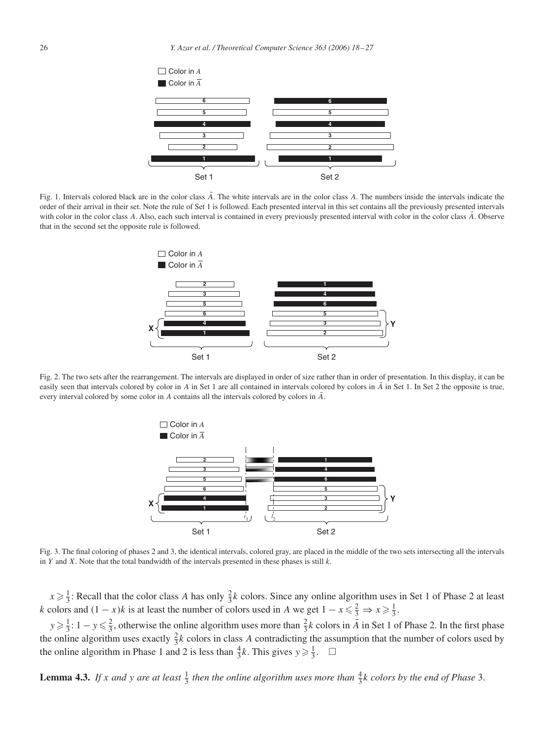Fig. 1. Intervals colored black are in the color class $\bar{A}$. The white intervals are in the color class $A$. The numbers inside the intervals indicate the order of their arrival in their set. Note the rule of Set 1 is followed. Each presented interval in this set contains all the previously presented intervals with color in the color class $A$. Also, each such interval is contained in every previously presented interval with color in the color class $\bar{A}$. Observe that in the second set the opposite rule is followed.

Fig. 2. The two sets after the rearrangement. The intervals are displayed in order of size rather than in order of presentation. In this display, it can be easily seen that intervals colored by color in $A$ in Set 1 are all contained in intervals colored by colors in $\bar{A}$ in Set 1. In Set 2 the opposite is true, every interval colored by some color in $A$ contains all the intervals colored by colors in $\bar{A}$.

Fig. 3. The final coloring of phases 2 and 3, the identical intervals, colored gray, are placed in the middle of the two sets intersecting all the intervals in $Y$ and $X$. Note that the total bandwidth of the intervals presented in these phases is still $k$.

$x \geqslant \frac{1}{3}$: Recall that the color class $A$ has only $\frac{2}{3}k$ colors. Since any online algorithm uses in Set 1 of Phase 2 at least $k$ colors and $(1-x)k$ is at least the number of colors used in $A$ we get $1 - x \leqslant \frac{2}{3} \Rightarrow x \geqslant \frac{1}{3}$.

$y \geqslant \frac{1}{3}$: $1 - y \leqslant \frac{2}{3}$, otherwise the online algorithm uses more than $\frac{2}{3}k$ colors in $\bar{A}$ in Set 1 of Phase 2. In the first phase the online algorithm uses exactly $\frac{2}{3}k$ colors in class $A$ contradicting the assumption that the number of colors used by the online algorithm in Phase 1 and 2 is less than $\frac{4}{3}k$. This gives $y \geqslant \frac{1}{3}$. $\square$

**Lemma 4.3.** *If $x$ and $y$ are at least $\frac{1}{3}$ then the online algorithm uses more than $\frac{4}{3}k$ colors by the end of Phase* 3.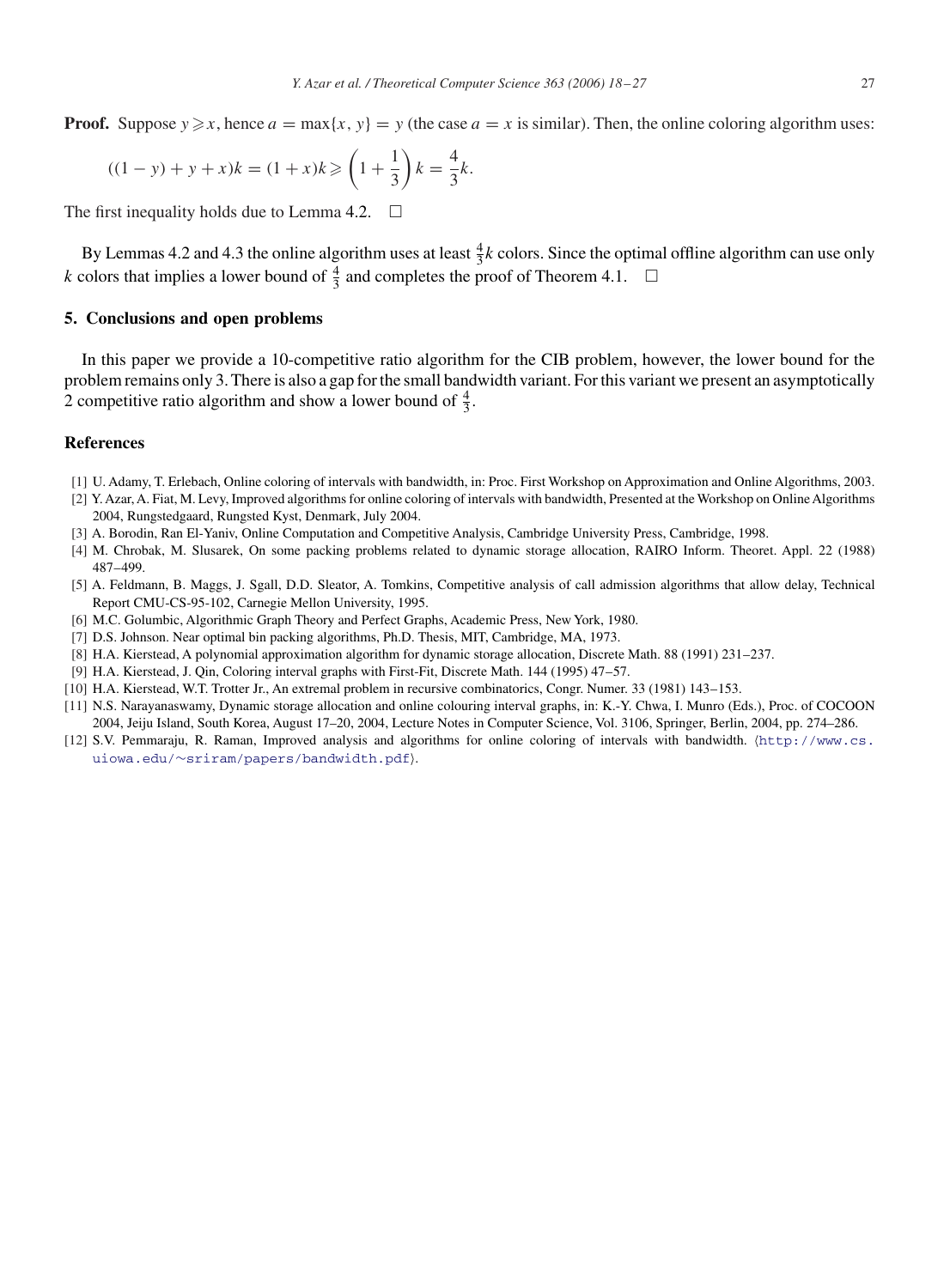**Proof.** Suppose $y \geqslant x$, hence $a = \max\{x, y\} = y$ (the case $a = x$ is similar). Then, the online coloring algorithm uses:

$$((1 - y) + y + x)k = (1 + x)k \geqslant \left(1 + \frac{1}{3}\right)k = \frac{4}{3}k.$$

The first inequality holds due to Lemma 4.2. $\square$

By Lemmas 4.2 and 4.3 the online algorithm uses at least $\frac{4}{3}k$ colors. Since the optimal offline algorithm can use only $k$ colors that implies a lower bound of $\frac{4}{3}$ and completes the proof of Theorem 4.1. $\square$

## 5. Conclusions and open problems

In this paper we provide a 10-competitive ratio algorithm for the CIB problem, however, the lower bound for the problem remains only 3. There is also a gap for the small bandwidth variant. For this variant we present an asymptotically 2 competitive ratio algorithm and show a lower bound of $\frac{4}{3}$.

## References

[1] U. Adamy, T. Erlebach, Online coloring of intervals with bandwidth, in: Proc. First Workshop on Approximation and Online Algorithms, 2003.

[2] Y. Azar, A. Fiat, M. Levy, Improved algorithms for online coloring of intervals with bandwidth, Presented at the Workshop on Online Algorithms 2004, Rungstedgaard, Rungsted Kyst, Denmark, July 2004.

[3] A. Borodin, Ran El-Yaniv, Online Computation and Competitive Analysis, Cambridge University Press, Cambridge, 1998.

[4] M. Chrobak, M. Slusarek, On some packing problems related to dynamic storage allocation, RAIRO Inform. Theoret. Appl. 22 (1988) 487–499.

[5] A. Feldmann, B. Maggs, J. Sgall, D.D. Sleator, A. Tomkins, Competitive analysis of call admission algorithms that allow delay, Technical Report CMU-CS-95-102, Carnegie Mellon University, 1995.

[6] M.C. Golumbic, Algorithmic Graph Theory and Perfect Graphs, Academic Press, New York, 1980.

[7] D.S. Johnson. Near optimal bin packing algorithms, Ph.D. Thesis, MIT, Cambridge, MA, 1973.

[8] H.A. Kierstead, A polynomial approximation algorithm for dynamic storage allocation, Discrete Math. 88 (1991) 231–237.

[9] H.A. Kierstead, J. Qin, Coloring interval graphs with First-Fit, Discrete Math. 144 (1995) 47–57.

[10] H.A. Kierstead, W.T. Trotter Jr., An extremal problem in recursive combinatorics, Congr. Numer. 33 (1981) 143–153.

[11] N.S. Narayanaswamy, Dynamic storage allocation and online colouring interval graphs, in: K.-Y. Chwa, I. Munro (Eds.), Proc. of COCOON 2004, Jeiju Island, South Korea, August 17–20, 2004, Lecture Notes in Computer Science, Vol. 3106, Springer, Berlin, 2004, pp. 274–286.

[12] S.V. Pemmaraju, R. Raman, Improved analysis and algorithms for online coloring of intervals with bandwidth. ⟨http://www.cs.uiowa.edu/~sriram/papers/bandwidth.pdf⟩.